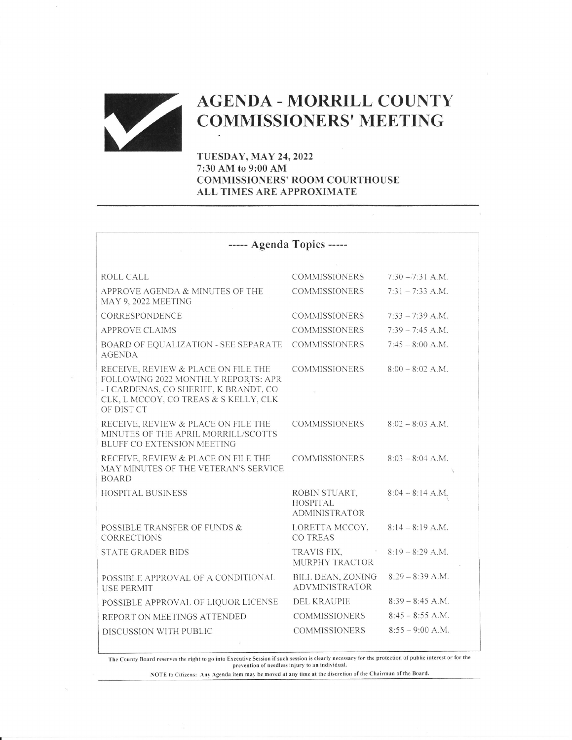# AGENDA - MORRILL COUNTY COMMISSIONERS' MEETING

**TUESDAY, MAY 24, 2022**
**7:30 AM to 9:00 AM**
**COMMISSIONERS' ROOM COURTHOUSE**
**ALL TIMES ARE APPROXIMATE**

## ----- Agenda Topics -----

| | | |
|---|---|---|
| ROLL CALL | COMMISSIONERS | 7:30 – 7:31 A.M. |
| APPROVE AGENDA & MINUTES OF THE MAY 9, 2022 MEETING | COMMISSIONERS | 7:31 – 7:33 A.M. |
| CORRESPONDENCE | COMMISSIONERS | 7:33 – 7:39 A.M. |
| APPROVE CLAIMS | COMMISSIONERS | 7:39 – 7:45 A.M. |
| BOARD OF EQUALIZATION - SEE SEPARATE AGENDA | COMMISSIONERS | 7:45 – 8:00 A.M. |
| RECEIVE, REVIEW & PLACE ON FILE THE FOLLOWING 2022 MONTHLY REPORTS: APR - I CARDENAS, CO SHERIFF, K BRANDT, CO CLK, L MCCOY, CO TREAS & S KELLY, CLK OF DIST CT | COMMISSIONERS | 8:00 – 8:02 A.M. |
| RECEIVE, REVIEW & PLACE ON FILE THE MINUTES OF THE APRIL MORRILL/SCOTTS BLUFF CO EXTENSION MEETING | COMMISSIONERS | 8:02 – 8:03 A.M. |
| RECEIVE, REVIEW & PLACE ON FILE THE MAY MINUTES OF THE VETERAN'S SERVICE BOARD | COMMISSIONERS | 8:03 – 8:04 A.M. |
| HOSPITAL BUSINESS | ROBIN STUART, HOSPITAL ADMINISTRATOR | 8:04 – 8:14 A.M. |
| POSSIBLE TRANSFER OF FUNDS & CORRECTIONS | LORETTA MCCOY, CO TREAS | 8:14 – 8:19 A.M. |
| STATE GRADER BIDS | TRAVIS FIX, MURPHY TRACTOR | 8:19 – 8:29 A.M. |
| POSSIBLE APPROVAL OF A CONDITIONAL USE PERMIT | BILL DEAN, ZONING ADVMINISTRATOR | 8:29 – 8:39 A.M. |
| POSSIBLE APPROVAL OF LIQUOR LICENSE | DEL KRAUPIE | 8:39 – 8:45 A.M. |
| REPORT ON MEETINGS ATTENDED | COMMISSIONERS | 8:45 – 8:55 A.M. |
| DISCUSSION WITH PUBLIC | COMMISSIONERS | 8:55 – 9:00 A.M. |

The County Board reserves the right to go into Executive Session if such session is clearly necessary for the protection of public interest or for the prevention of needless injury to an individual.

NOTE to Citizens: Any Agenda item may be moved at any time at the discretion of the Chairman of the Board.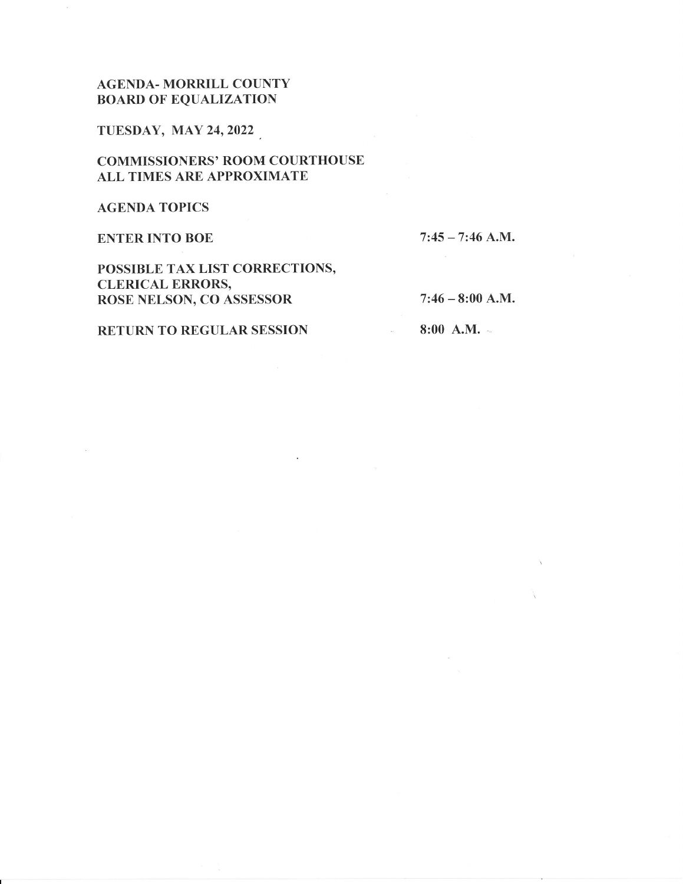# AGENDA- MORRILL COUNTY BOARD OF EQUALIZATION

**TUESDAY, MAY 24, 2022**

**COMMISSIONERS' ROOM COURTHOUSE**
**ALL TIMES ARE APPROXIMATE**

**AGENDA TOPICS**

| | |
|---|---|
| **ENTER INTO BOE** | **7:45 – 7:46 A.M.** |
| **POSSIBLE TAX LIST CORRECTIONS, CLERICAL ERRORS, ROSE NELSON, CO ASSESSOR** | **7:46 – 8:00 A.M.** |
| **RETURN TO REGULAR SESSION** | **8:00 A.M.** |